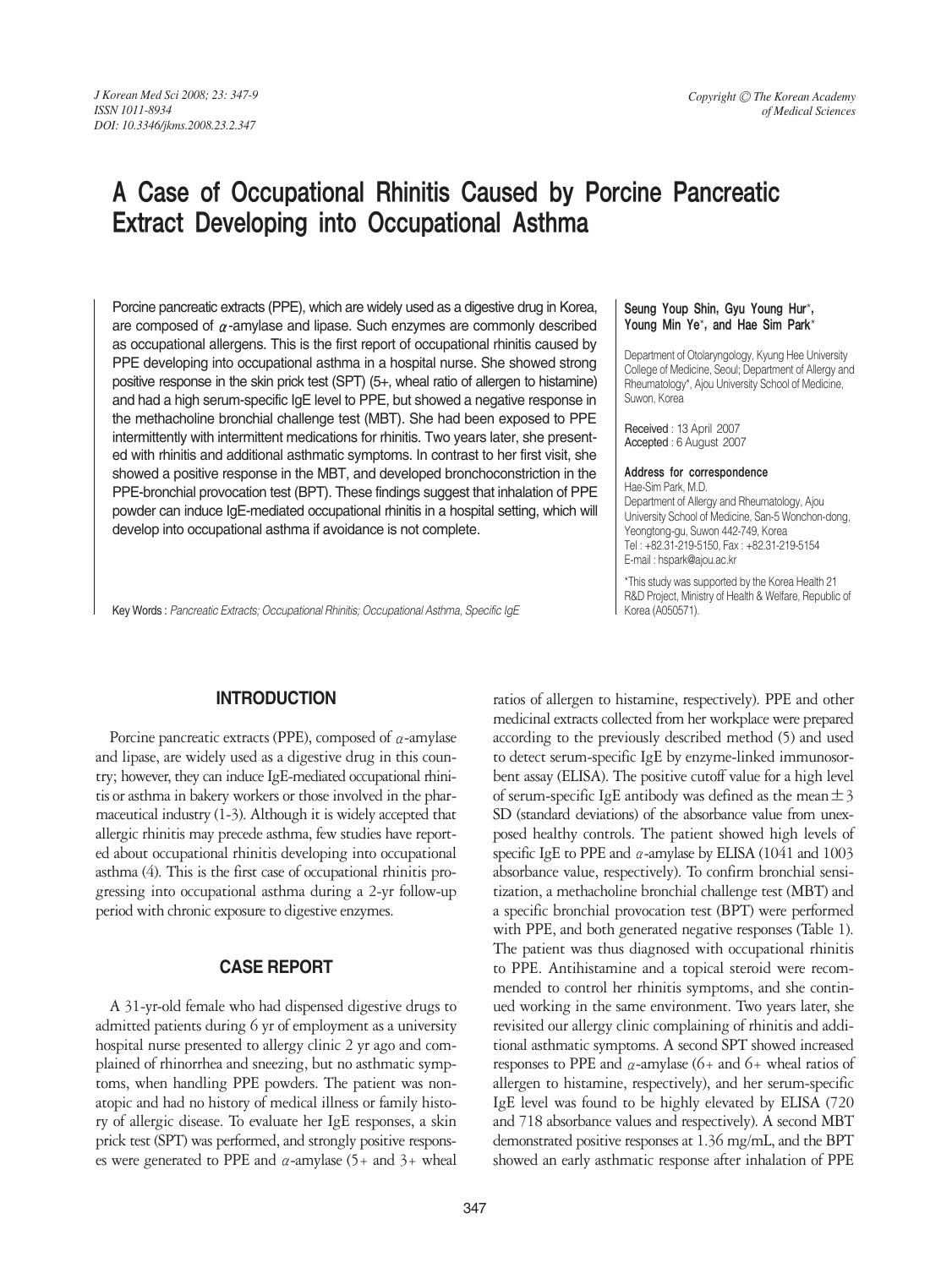# A Case of Occupational Rhinitis Caused by Porcine Pancreatic Extract Developing into Occupational Asthma

Porcine pancreatic extracts (PPE), which are widely used as a digestive drug in Korea, are composed of $\alpha$-amylase and lipase. Such enzymes are commonly described as occupational allergens. This is the first report of occupational rhinitis caused by PPE developing into occupational asthma in a hospital nurse. She showed strong positive response in the skin prick test (SPT) (5+, wheal ratio of allergen to histamine) and had a high serum-specific IgE level to PPE, but showed a negative response in the methacholine bronchial challenge test (MBT). She had been exposed to PPE intermittently with intermittent medications for rhinitis. Two years later, she presented with rhinitis and additional asthmatic symptoms. In contrast to her first visit, she showed a positive response in the MBT, and developed bronchoconstriction in the PPE-bronchial provocation test (BPT). These findings suggest that inhalation of PPE powder can induce IgE-mediated occupational rhinitis in a hospital setting, which will develop into occupational asthma if avoidance is not complete.

Key Words : *Pancreatic Extracts; Occupational Rhinitis; Occupational Asthma, Specific IgE*

**Seung Youp Shin, Gyu Young Hur\*, Young Min Ye\*, and Hae Sim Park\***

Department of Otolaryngology, Kyung Hee University College of Medicine, Seoul; Department of Allergy and Rheumatology\*, Ajou University School of Medicine, Suwon, Korea

Received : 13 April 2007
Accepted : 6 August 2007

**Address for correspondence**
Hae-Sim Park, M.D.
Department of Allergy and Rheumatology, Ajou University School of Medicine, San-5 Wonchon-dong, Yeongtong-gu, Suwon 442-749, Korea
Tel : +82.31-219-5150, Fax : +82.31-219-5154
E-mail : hspark@ajou.ac.kr

\*This study was supported by the Korea Health 21 R&D Project, Ministry of Health & Welfare, Republic of Korea (A050571).

## INTRODUCTION

Porcine pancreatic extracts (PPE), composed of $\alpha$-amylase and lipase, are widely used as a digestive drug in this country; however, they can induce IgE-mediated occupational rhinitis or asthma in bakery workers or those involved in the pharmaceutical industry (1-3). Although it is widely accepted that allergic rhinitis may precede asthma, few studies have reported about occupational rhinitis developing into occupational asthma (4). This is the first case of occupational rhinitis progressing into occupational asthma during a 2-yr follow-up period with chronic exposure to digestive enzymes.

## CASE REPORT

A 31-yr-old female who had dispensed digestive drugs to admitted patients during 6 yr of employment as a university hospital nurse presented to allergy clinic 2 yr ago and complained of rhinorrhea and sneezing, but no asthmatic symptoms, when handling PPE powders. The patient was nonatopic and had no history of medical illness or family history of allergic disease. To evaluate her IgE responses, a skin prick test (SPT) was performed, and strongly positive responses were generated to PPE and $\alpha$-amylase (5+ and 3+ wheal ratios of allergen to histamine, respectively). PPE and other medicinal extracts collected from her workplace were prepared according to the previously described method (5) and used to detect serum-specific IgE by enzyme-linked immunosorbent assay (ELISA). The positive cutoff value for a high level of serum-specific IgE antibody was defined as the mean $\pm$ 3 SD (standard deviations) of the absorbance value from unexposed healthy controls. The patient showed high levels of specific IgE to PPE and $\alpha$-amylase by ELISA (1041 and 1003 absorbance value, respectively). To confirm bronchial sensitization, a methacholine bronchial challenge test (MBT) and a specific bronchial provocation test (BPT) were performed with PPE, and both generated negative responses (Table 1). The patient was thus diagnosed with occupational rhinitis to PPE. Antihistamine and a topical steroid were recommended to control her rhinitis symptoms, and she continued working in the same environment. Two years later, she revisited our allergy clinic complaining of rhinitis and additional asthmatic symptoms. A second SPT showed increased responses to PPE and $\alpha$-amylase (6+ and 6+ wheal ratios of allergen to histamine, respectively), and her serum-specific IgE level was found to be highly elevated by ELISA (720 and 718 absorbance values and respectively). A second MBT demonstrated positive responses at 1.36 mg/mL, and the BPT showed an early asthmatic response after inhalation of PPE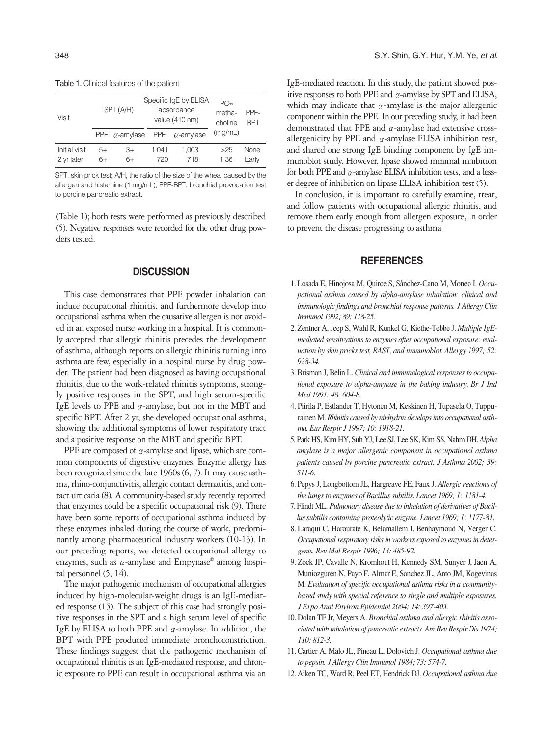Table 1. Clinical features of the patient

| Visit | SPT (A/H) | | Specific IgE by ELISA absorbance value (410 nm) | | $PC_{20}$ metha-choline (mg/mL) | PPE-BPT |
|---|---|---|---|---|---|---|
| | PPE | α-amylase | PPE | α-amylase | | |
| Initial visit | 5+ | 3+ | 1,041 | 1,003 | >25 | None |
| 2 yr later | 6+ | 6+ | 720 | 718 | 1.36 | Early |

SPT, skin prick test; A/H, the ratio of the size of the wheal caused by the allergen and histamine (1 mg/mL); PPE-BPT, bronchial provocation test to porcine pancreatic extract.

(Table 1); both tests were performed as previously described (5). Negative responses were recorded for the other drug powders tested.

## DISCUSSION

This case demonstrates that PPE powder inhalation can induce occupational rhinitis, and furthermore develop into occupational asthma when the causative allergen is not avoided in an exposed nurse working in a hospital. It is commonly accepted that allergic rhinitis precedes the development of asthma, although reports on allergic rhinitis turning into asthma are few, especially in a hospital nurse by drug powder. The patient had been diagnosed as having occupational rhinitis, due to the work-related rhinitis symptoms, strongly positive responses in the SPT, and high serum-specific IgE levels to PPE and α-amylase, but not in the MBT and specific BPT. After 2 yr, she developed occupational asthma, showing the additional symptoms of lower respiratory tract and a positive response on the MBT and specific BPT.

PPE are composed of α-amylase and lipase, which are common components of digestive enzymes. Enzyme allergy has been recognized since the late 1960s (6, 7). It may cause asthma, rhino-conjunctivitis, allergic contact dermatitis, and contact urticaria (8). A community-based study recently reported that enzymes could be a specific occupational risk (9). There have been some reports of occupational asthma induced by these enzymes inhaled during the course of work, predominantly among pharmaceutical industry workers (10-13). In our preceding reports, we detected occupational allergy to enzymes, such as α-amylase and Empynase® among hospital personnel (5, 14).

The major pathogenic mechanism of occupational allergies induced by high-molecular-weight drugs is an IgE-mediated response (15). The subject of this case had strongly positive responses in the SPT and a high serum level of specific IgE by ELISA to both PPE and α-amylase. In addition, the BPT with PPE produced immediate bronchoconstriction. These findings suggest that the pathogenic mechanism of occupational rhinitis is an IgE-mediated response, and chronic exposure to PPE can result in occupational asthma via an IgE-mediated reaction. In this study, the patient showed positive responses to both PPE and α-amylase by SPT and ELISA, which may indicate that α-amylase is the major allergenic component within the PPE. In our preceding study, it had been demonstrated that PPE and α-amylase had extensive cross-allergenicity by PPE and α-amylase ELISA inhibition test, and shared one strong IgE binding component by IgE immunoblot study. However, lipase showed minimal inhibition for both PPE and α-amylase ELISA inhibition tests, and a lesser degree of inhibition on lipase ELISA inhibition test (5).

In conclusion, it is important to carefully examine, treat, and follow patients with occupational allergic rhinitis, and remove them early enough from allergen exposure, in order to prevent the disease progressing to asthma.

## REFERENCES

1. Losada E, Hinojosa M, Quirce S, Sánchez-Cano M, Moneo I. *Occupational asthma caused by alpha-amylase inhalation: clinical and immunologic findings and bronchial response patterns. J Allergy Clin Immunol 1992; 89: 118-25.*
2. Zentner A, Jeep S, Wahl R, Kunkel G, Kiethe-Tebbe J. *Multiple IgE-mediated sensitizations to enzymes after occupational exposure: evaluation by skin pricks test, RAST, and immunoblot. Allergy 1997; 52: 928-34.*
3. Brisman J, Belin L. *Clinical and immunological responses to occupational exposure to alpha-amylase in the baking industry. Br J Ind Med 1991; 48: 604-8.*
4. Piirila P, Estlander T, Hytonen M, Keskinen H, Tupasela O, Tuppurainen M. *Rhinitis caused by ninhydrin develops into occupational asthma. Eur Respir J 1997; 10: 1918-21.*
5. Park HS, Kim HY, Suh YJ, Lee SJ, Lee SK, Kim SS, Nahm DH. *Alpha amylase is a major allergenic component in occupational asthma patients caused by porcine pancreatic extract. J Asthma 2002; 39: 511-6.*
6. Pepys J, Longbottom JL, Hargreave FE, Faux J. *Allergic reactions of the lungs to enzymes of Bacillus subtilis. Lancet 1969; 1: 1181-4.*
7. Flindt ML. *Pulmonary disease due to inhalation of derivatives of Bacillus subtilis containing proteolytic enzyme. Lancet 1969; 1: 1177-81.*
8. Laraqui C, Harourate K, Belamallem I, Benhaymoud N, Verger C. *Occupational respiratory risks in workers exposed to enzymes in detergents. Rev Mal Respir 1996; 13: 485-92.*
9. Zock JP, Cavalle N, Kromhout H, Kennedy SM, Sunyer J, Jaen A, Muniozguren N, Payo F, Almar E, Sanchez JL, Anto JM, Kogevinas M. *Evaluation of specific occupational asthma risks in a community-based study with special reference to single and multiple exposures. J Expo Anal Environ Epidemiol 2004; 14: 397-403.*
10. Dolan TF Jr, Meyers A. *Bronchial asthma and allergic rhinitis associated with inhalation of pancreatic extracts. Am Rev Respir Dis 1974; 110: 812-3.*
11. Cartier A, Malo JL, Pineau L, Dolovich J. *Occupational asthma due to pepsin. J Allergy Clin Immunol 1984; 73: 574-7.*
12. Aiken TC, Ward R, Peel ET, Hendrick DJ. *Occupational asthma due*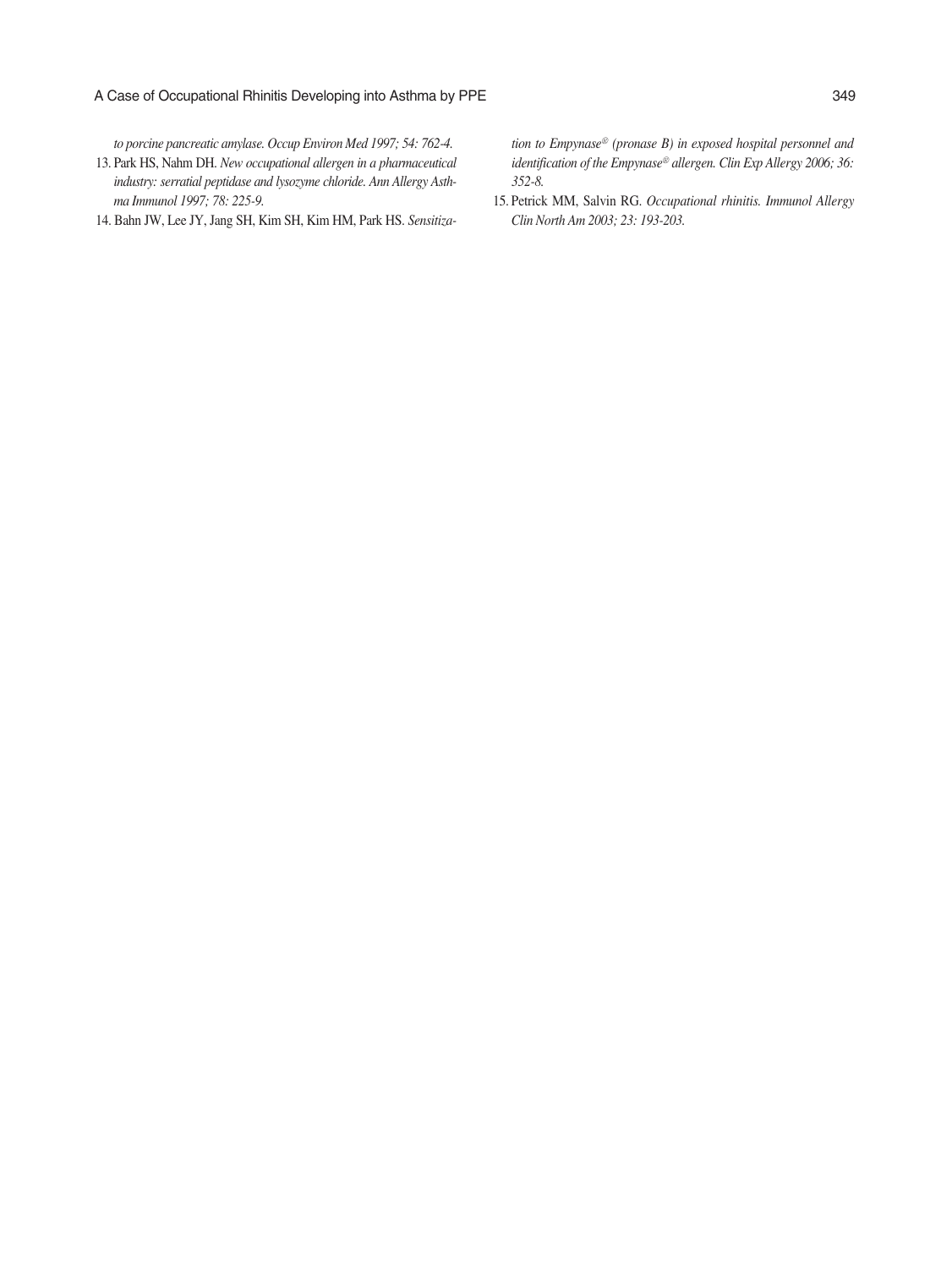*to porcine pancreatic amylase. Occup Environ Med 1997; 54: 762-4.*

13. Park HS, Nahm DH. *New occupational allergen in a pharmaceutical industry: serratial peptidase and lysozyme chloride. Ann Allergy Asthma Immunol 1997; 78: 225-9.*
14. Bahn JW, Lee JY, Jang SH, Kim SH, Kim HM, Park HS. *Sensitization to Empynase® (pronase B) in exposed hospital personnel and identification of the Empynase® allergen. Clin Exp Allergy 2006; 36: 352-8.*
15. Petrick MM, Salvin RG. *Occupational rhinitis. Immunol Allergy Clin North Am 2003; 23: 193-203.*